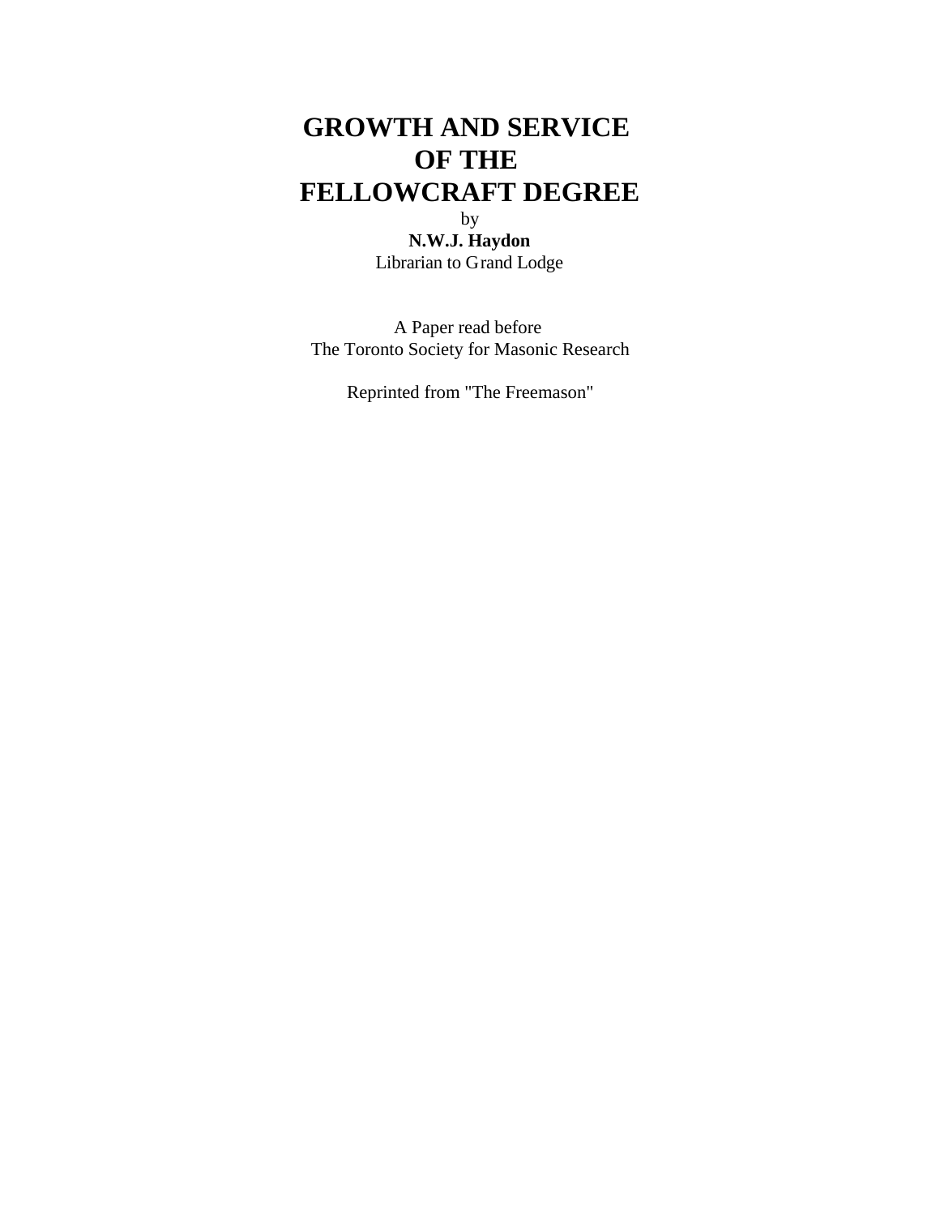# GROWTH AND SERVICE OF THE FELLOWCRAFT DEGREE

by

**N.W.J. Haydon**

Librarian to Grand Lodge

A Paper read before
The Toronto Society for Masonic Research

Reprinted from "The Freemason"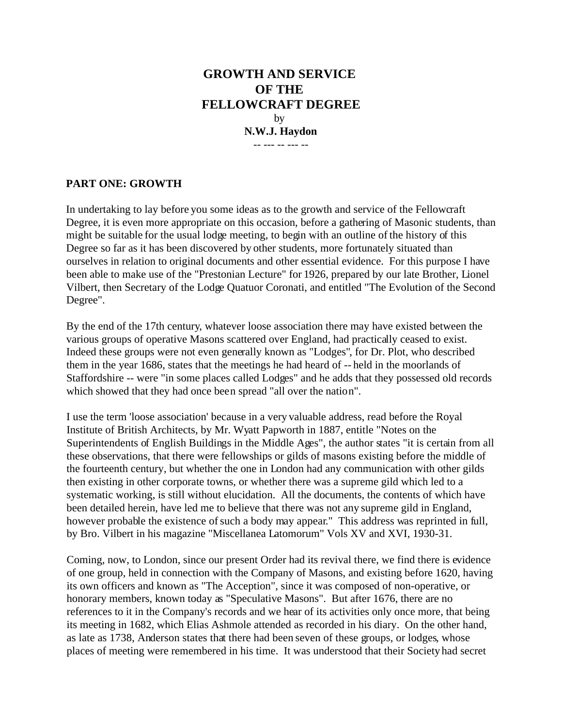# GROWTH AND SERVICE OF THE FELLOWCRAFT DEGREE

by

**N.W.J. Haydon**

-- --- -- --- --

## PART ONE: GROWTH

In undertaking to lay before you some ideas as to the growth and service of the Fellowcraft Degree, it is even more appropriate on this occasion, before a gathering of Masonic students, than might be suitable for the usual lodge meeting, to begin with an outline of the history of this Degree so far as it has been discovered by other students, more fortunately situated than ourselves in relation to original documents and other essential evidence. For this purpose I have been able to make use of the "Prestonian Lecture" for 1926, prepared by our late Brother, Lionel Vilbert, then Secretary of the Lodge Quatuor Coronati, and entitled "The Evolution of the Second Degree".

By the end of the 17th century, whatever loose association there may have existed between the various groups of operative Masons scattered over England, had practically ceased to exist. Indeed these groups were not even generally known as "Lodges", for Dr. Plot, who described them in the year 1686, states that the meetings he had heard of -- held in the moorlands of Staffordshire -- were "in some places called Lodges" and he adds that they possessed old records which showed that they had once been spread "all over the nation".

I use the term 'loose association' because in a very valuable address, read before the Royal Institute of British Architects, by Mr. Wyatt Papworth in 1887, entitle "Notes on the Superintendents of English Buildings in the Middle Ages", the author states "it is certain from all these observations, that there were fellowships or gilds of masons existing before the middle of the fourteenth century, but whether the one in London had any communication with other gilds then existing in other corporate towns, or whether there was a supreme gild which led to a systematic working, is still without elucidation. All the documents, the contents of which have been detailed herein, have led me to believe that there was not any supreme gild in England, however probable the existence of such a body may appear." This address was reprinted in full, by Bro. Vilbert in his magazine "Miscellanea Latomorum" Vols XV and XVI, 1930-31.

Coming, now, to London, since our present Order had its revival there, we find there is evidence of one group, held in connection with the Company of Masons, and existing before 1620, having its own officers and known as "The Acception", since it was composed of non-operative, or honorary members, known today as "Speculative Masons". But after 1676, there are no references to it in the Company's records and we hear of its activities only once more, that being its meeting in 1682, which Elias Ashmole attended as recorded in his diary. On the other hand, as late as 1738, Anderson states that there had been seven of these groups, or lodges, whose places of meeting were remembered in his time. It was understood that their Society had secret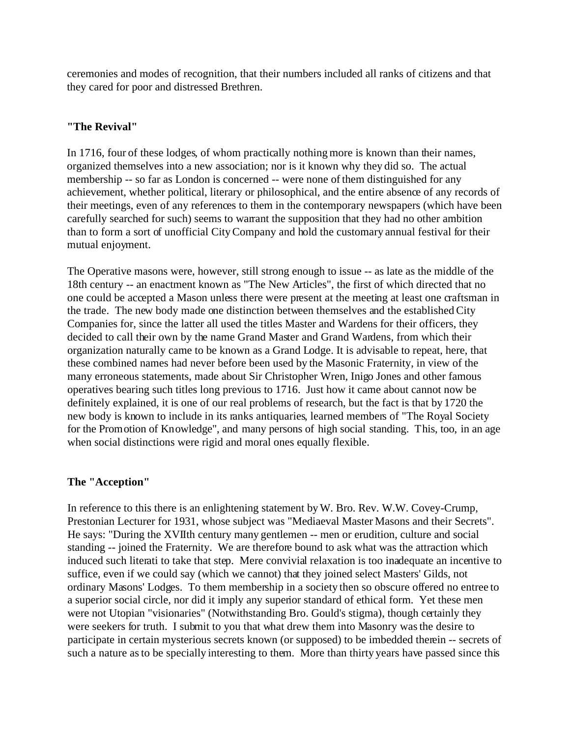ceremonies and modes of recognition, that their numbers included all ranks of citizens and that they cared for poor and distressed Brethren.

### "The Revival"

In 1716, four of these lodges, of whom practically nothing more is known than their names, organized themselves into a new association; nor is it known why they did so. The actual membership -- so far as London is concerned -- were none of them distinguished for any achievement, whether political, literary or philosophical, and the entire absence of any records of their meetings, even of any references to them in the contemporary newspapers (which have been carefully searched for such) seems to warrant the supposition that they had no other ambition than to form a sort of unofficial City Company and hold the customary annual festival for their mutual enjoyment.

The Operative masons were, however, still strong enough to issue -- as late as the middle of the 18th century -- an enactment known as "The New Articles", the first of which directed that no one could be accepted a Mason unless there were present at the meeting at least one craftsman in the trade. The new body made one distinction between themselves and the established City Companies for, since the latter all used the titles Master and Wardens for their officers, they decided to call their own by the name Grand Master and Grand Wardens, from which their organization naturally came to be known as a Grand Lodge. It is advisable to repeat, here, that these combined names had never before been used by the Masonic Fraternity, in view of the many erroneous statements, made about Sir Christopher Wren, Inigo Jones and other famous operatives bearing such titles long previous to 1716. Just how it came about cannot now be definitely explained, it is one of our real problems of research, but the fact is that by 1720 the new body is known to include in its ranks antiquaries, learned members of "The Royal Society for the Promotion of Knowledge", and many persons of high social standing. This, too, in an age when social distinctions were rigid and moral ones equally flexible.

### The "Acception"

In reference to this there is an enlightening statement by W. Bro. Rev. W.W. Covey-Crump, Prestonian Lecturer for 1931, whose subject was "Mediaeval Master Masons and their Secrets". He says: "During the XVIIth century many gentlemen -- men or erudition, culture and social standing -- joined the Fraternity. We are therefore bound to ask what was the attraction which induced such literati to take that step. Mere convivial relaxation is too inadequate an incentive to suffice, even if we could say (which we cannot) that they joined select Masters' Gilds, not ordinary Masons' Lodges. To them membership in a society then so obscure offered no entree to a superior social circle, nor did it imply any superior standard of ethical form. Yet these men were not Utopian "visionaries" (Notwithstanding Bro. Gould's stigma), though certainly they were seekers for truth. I submit to you that what drew them into Masonry was the desire to participate in certain mysterious secrets known (or supposed) to be imbedded therein -- secrets of such a nature as to be specially interesting to them. More than thirty years have passed since this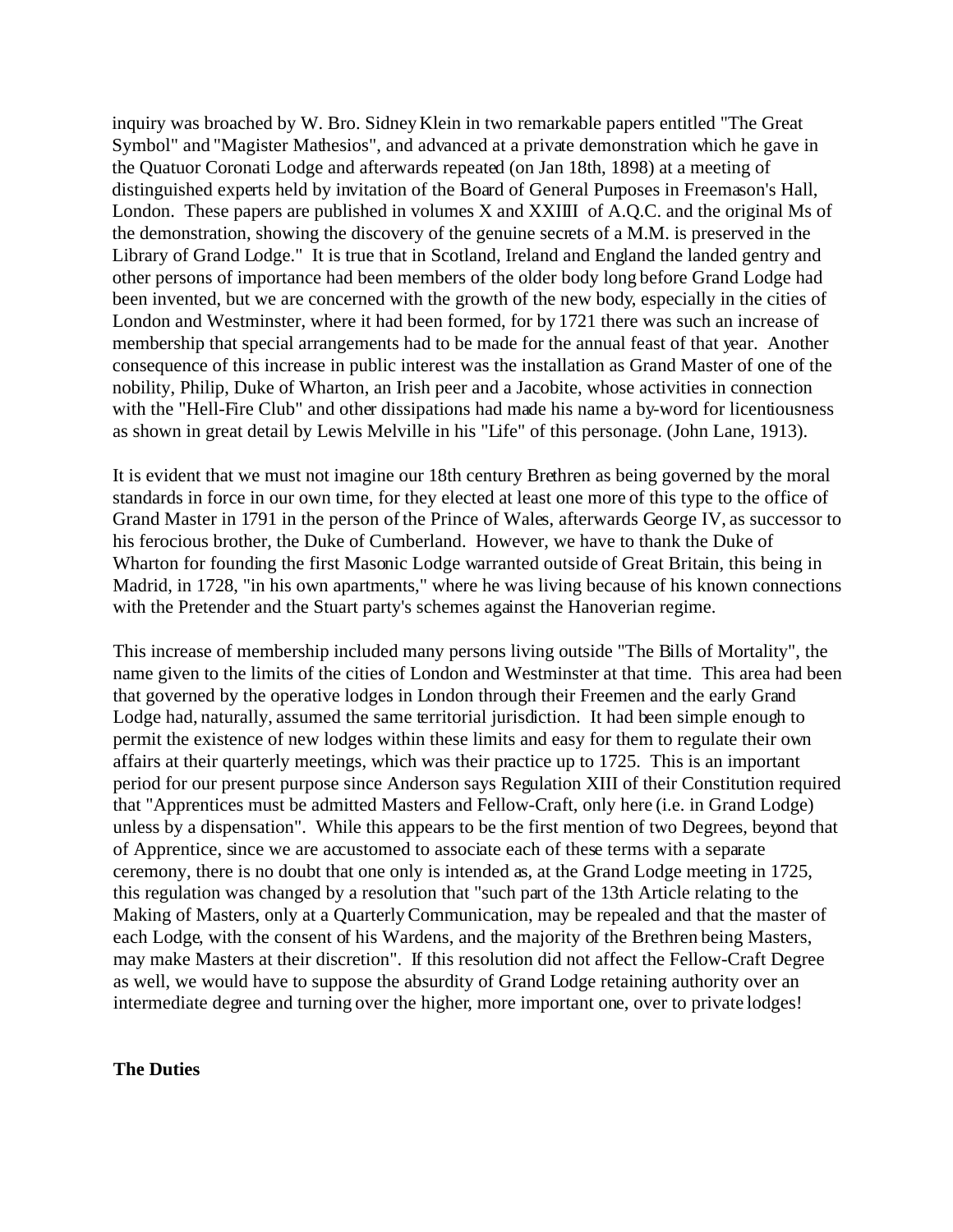inquiry was broached by W. Bro. Sidney Klein in two remarkable papers entitled "The Great Symbol" and "Magister Mathesios", and advanced at a private demonstration which he gave in the Quatuor Coronati Lodge and afterwards repeated (on Jan 18th, 1898) at a meeting of distinguished experts held by invitation of the Board of General Purposes in Freemason's Hall, London. These papers are published in volumes X and XXIIII of A.Q.C. and the original Ms of the demonstration, showing the discovery of the genuine secrets of a M.M. is preserved in the Library of Grand Lodge." It is true that in Scotland, Ireland and England the landed gentry and other persons of importance had been members of the older body long before Grand Lodge had been invented, but we are concerned with the growth of the new body, especially in the cities of London and Westminster, where it had been formed, for by 1721 there was such an increase of membership that special arrangements had to be made for the annual feast of that year. Another consequence of this increase in public interest was the installation as Grand Master of one of the nobility, Philip, Duke of Wharton, an Irish peer and a Jacobite, whose activities in connection with the "Hell-Fire Club" and other dissipations had made his name a by-word for licentiousness as shown in great detail by Lewis Melville in his "Life" of this personage. (John Lane, 1913).

It is evident that we must not imagine our 18th century Brethren as being governed by the moral standards in force in our own time, for they elected at least one more of this type to the office of Grand Master in 1791 in the person of the Prince of Wales, afterwards George IV, as successor to his ferocious brother, the Duke of Cumberland. However, we have to thank the Duke of Wharton for founding the first Masonic Lodge warranted outside of Great Britain, this being in Madrid, in 1728, "in his own apartments," where he was living because of his known connections with the Pretender and the Stuart party's schemes against the Hanoverian regime.

This increase of membership included many persons living outside "The Bills of Mortality", the name given to the limits of the cities of London and Westminster at that time. This area had been that governed by the operative lodges in London through their Freemen and the early Grand Lodge had, naturally, assumed the same territorial jurisdiction. It had been simple enough to permit the existence of new lodges within these limits and easy for them to regulate their own affairs at their quarterly meetings, which was their practice up to 1725. This is an important period for our present purpose since Anderson says Regulation XIII of their Constitution required that "Apprentices must be admitted Masters and Fellow-Craft, only here (i.e. in Grand Lodge) unless by a dispensation". While this appears to be the first mention of two Degrees, beyond that of Apprentice, since we are accustomed to associate each of these terms with a separate ceremony, there is no doubt that one only is intended as, at the Grand Lodge meeting in 1725, this regulation was changed by a resolution that "such part of the 13th Article relating to the Making of Masters, only at a Quarterly Communication, may be repealed and that the master of each Lodge, with the consent of his Wardens, and the majority of the Brethren being Masters, may make Masters at their discretion". If this resolution did not affect the Fellow-Craft Degree as well, we would have to suppose the absurdity of Grand Lodge retaining authority over an intermediate degree and turning over the higher, more important one, over to private lodges!

**The Duties**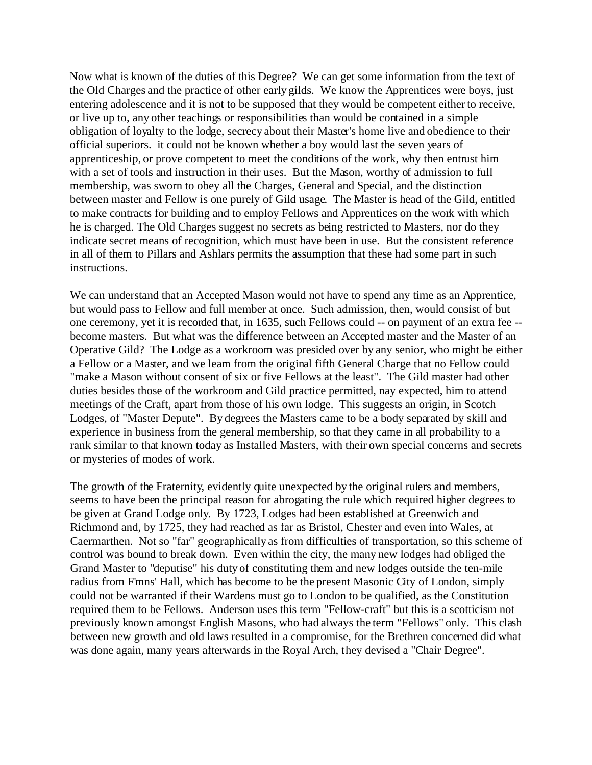Now what is known of the duties of this Degree? We can get some information from the text of the Old Charges and the practice of other early gilds. We know the Apprentices were boys, just entering adolescence and it is not to be supposed that they would be competent either to receive, or live up to, any other teachings or responsibilities than would be contained in a simple obligation of loyalty to the lodge, secrecy about their Master's home live and obedience to their official superiors. it could not be known whether a boy would last the seven years of apprenticeship, or prove competent to meet the conditions of the work, why then entrust him with a set of tools and instruction in their uses. But the Mason, worthy of admission to full membership, was sworn to obey all the Charges, General and Special, and the distinction between master and Fellow is one purely of Gild usage. The Master is head of the Gild, entitled to make contracts for building and to employ Fellows and Apprentices on the work with which he is charged. The Old Charges suggest no secrets as being restricted to Masters, nor do they indicate secret means of recognition, which must have been in use. But the consistent reference in all of them to Pillars and Ashlars permits the assumption that these had some part in such instructions.

We can understand that an Accepted Mason would not have to spend any time as an Apprentice, but would pass to Fellow and full member at once. Such admission, then, would consist of but one ceremony, yet it is recorded that, in 1635, such Fellows could -- on payment of an extra fee -- become masters. But what was the difference between an Accepted master and the Master of an Operative Gild? The Lodge as a workroom was presided over by any senior, who might be either a Fellow or a Master, and we learn from the original fifth General Charge that no Fellow could "make a Mason without consent of six or five Fellows at the least". The Gild master had other duties besides those of the workroom and Gild practice permitted, nay expected, him to attend meetings of the Craft, apart from those of his own lodge. This suggests an origin, in Scotch Lodges, of "Master Depute". By degrees the Masters came to be a body separated by skill and experience in business from the general membership, so that they came in all probability to a rank similar to that known today as Installed Masters, with their own special concerns and secrets or mysteries of modes of work.

The growth of the Fraternity, evidently quite unexpected by the original rulers and members, seems to have been the principal reason for abrogating the rule which required higher degrees to be given at Grand Lodge only. By 1723, Lodges had been established at Greenwich and Richmond and, by 1725, they had reached as far as Bristol, Chester and even into Wales, at Caermarthen. Not so "far" geographically as from difficulties of transportation, so this scheme of control was bound to break down. Even within the city, the many new lodges had obliged the Grand Master to "deputise" his duty of constituting them and new lodges outside the ten-mile radius from F'mns' Hall, which has become to be the present Masonic City of London, simply could not be warranted if their Wardens must go to London to be qualified, as the Constitution required them to be Fellows. Anderson uses this term "Fellow-craft" but this is a scotticism not previously known amongst English Masons, who had always the term "Fellows" only. This clash between new growth and old laws resulted in a compromise, for the Brethren concerned did what was done again, many years afterwards in the Royal Arch, they devised a "Chair Degree".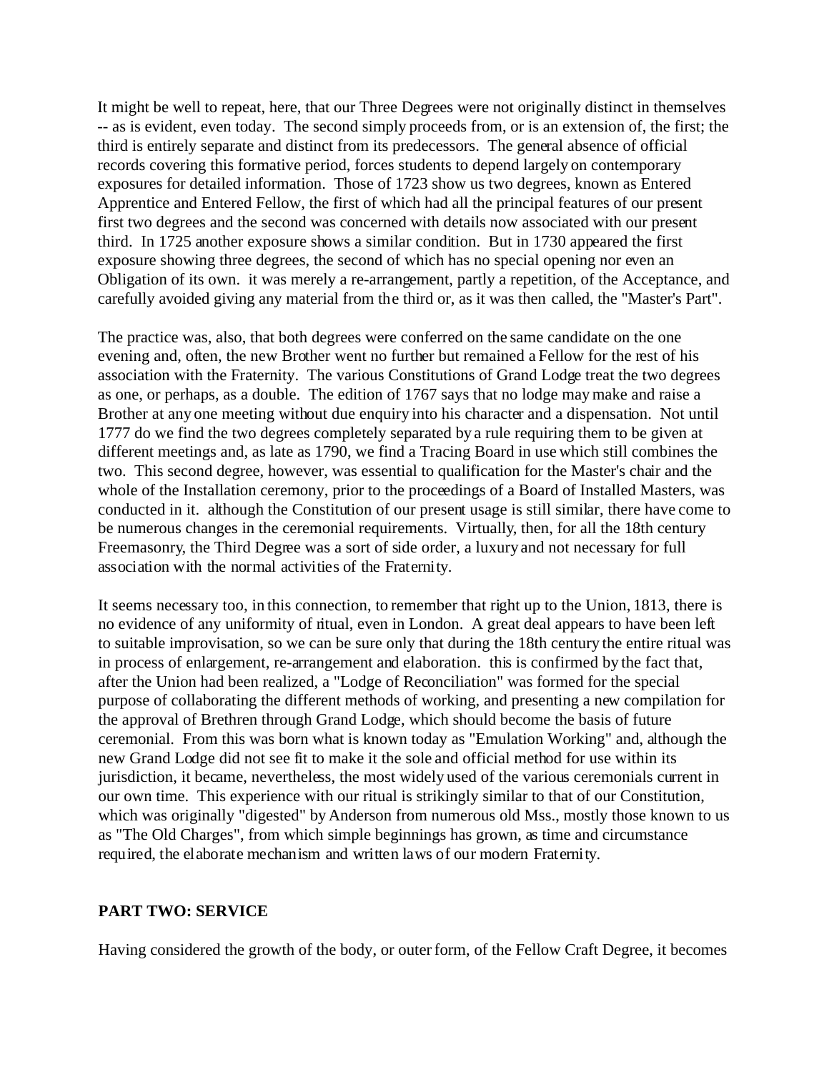It might be well to repeat, here, that our Three Degrees were not originally distinct in themselves -- as is evident, even today. The second simply proceeds from, or is an extension of, the first; the third is entirely separate and distinct from its predecessors. The general absence of official records covering this formative period, forces students to depend largely on contemporary exposures for detailed information. Those of 1723 show us two degrees, known as Entered Apprentice and Entered Fellow, the first of which had all the principal features of our present first two degrees and the second was concerned with details now associated with our present third. In 1725 another exposure shows a similar condition. But in 1730 appeared the first exposure showing three degrees, the second of which has no special opening nor even an Obligation of its own. it was merely a re-arrangement, partly a repetition, of the Acceptance, and carefully avoided giving any material from the third or, as it was then called, the "Master's Part".

The practice was, also, that both degrees were conferred on the same candidate on the one evening and, often, the new Brother went no further but remained a Fellow for the rest of his association with the Fraternity. The various Constitutions of Grand Lodge treat the two degrees as one, or perhaps, as a double. The edition of 1767 says that no lodge may make and raise a Brother at any one meeting without due enquiry into his character and a dispensation. Not until 1777 do we find the two degrees completely separated by a rule requiring them to be given at different meetings and, as late as 1790, we find a Tracing Board in use which still combines the two. This second degree, however, was essential to qualification for the Master's chair and the whole of the Installation ceremony, prior to the proceedings of a Board of Installed Masters, was conducted in it. although the Constitution of our present usage is still similar, there have come to be numerous changes in the ceremonial requirements. Virtually, then, for all the 18th century Freemasonry, the Third Degree was a sort of side order, a luxury and not necessary for full association with the normal activities of the Fraternity.

It seems necessary too, in this connection, to remember that right up to the Union, 1813, there is no evidence of any uniformity of ritual, even in London. A great deal appears to have been left to suitable improvisation, so we can be sure only that during the 18th century the entire ritual was in process of enlargement, re-arrangement and elaboration. this is confirmed by the fact that, after the Union had been realized, a "Lodge of Reconciliation" was formed for the special purpose of collaborating the different methods of working, and presenting a new compilation for the approval of Brethren through Grand Lodge, which should become the basis of future ceremonial. From this was born what is known today as "Emulation Working" and, although the new Grand Lodge did not see fit to make it the sole and official method for use within its jurisdiction, it became, nevertheless, the most widely used of the various ceremonials current in our own time. This experience with our ritual is strikingly similar to that of our Constitution, which was originally "digested" by Anderson from numerous old Mss., mostly those known to us as "The Old Charges", from which simple beginnings has grown, as time and circumstance required, the elaborate mechanism and written laws of our modern Fraternity.

## PART TWO: SERVICE

Having considered the growth of the body, or outer form, of the Fellow Craft Degree, it becomes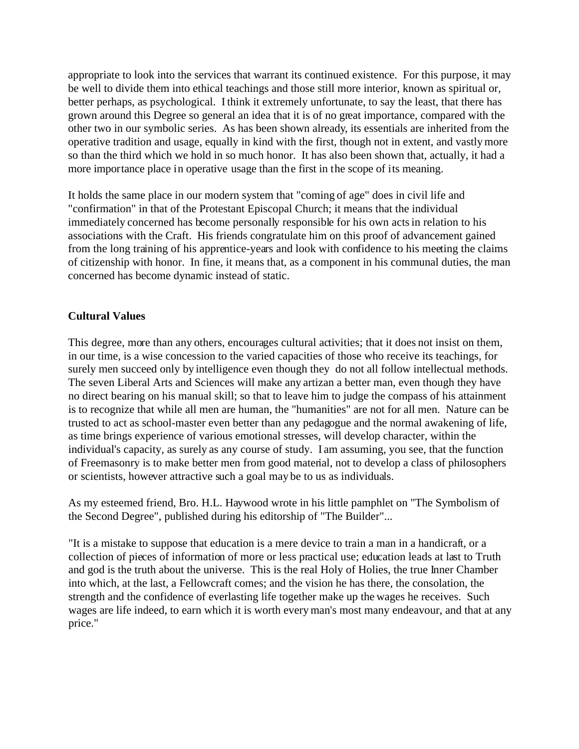appropriate to look into the services that warrant its continued existence. For this purpose, it may be well to divide them into ethical teachings and those still more interior, known as spiritual or, better perhaps, as psychological. I think it extremely unfortunate, to say the least, that there has grown around this Degree so general an idea that it is of no great importance, compared with the other two in our symbolic series. As has been shown already, its essentials are inherited from the operative tradition and usage, equally in kind with the first, though not in extent, and vastly more so than the third which we hold in so much honor. It has also been shown that, actually, it had a more importance place in operative usage than the first in the scope of its meaning.

It holds the same place in our modern system that "coming of age" does in civil life and "confirmation" in that of the Protestant Episcopal Church; it means that the individual immediately concerned has become personally responsible for his own acts in relation to his associations with the Craft. His friends congratulate him on this proof of advancement gained from the long training of his apprentice-years and look with confidence to his meeting the claims of citizenship with honor. In fine, it means that, as a component in his communal duties, the man concerned has become dynamic instead of static.

**Cultural Values**

This degree, more than any others, encourages cultural activities; that it does not insist on them, in our time, is a wise concession to the varied capacities of those who receive its teachings, for surely men succeed only by intelligence even though they do not all follow intellectual methods. The seven Liberal Arts and Sciences will make any artizan a better man, even though they have no direct bearing on his manual skill; so that to leave him to judge the compass of his attainment is to recognize that while all men are human, the "humanities" are not for all men. Nature can be trusted to act as school-master even better than any pedagogue and the normal awakening of life, as time brings experience of various emotional stresses, will develop character, within the individual's capacity, as surely as any course of study. I am assuming, you see, that the function of Freemasonry is to make better men from good material, not to develop a class of philosophers or scientists, however attractive such a goal may be to us as individuals.

As my esteemed friend, Bro. H.L. Haywood wrote in his little pamphlet on "The Symbolism of the Second Degree", published during his editorship of "The Builder"...

"It is a mistake to suppose that education is a mere device to train a man in a handicraft, or a collection of pieces of information of more or less practical use; education leads at last to Truth and god is the truth about the universe. This is the real Holy of Holies, the true Inner Chamber into which, at the last, a Fellowcraft comes; and the vision he has there, the consolation, the strength and the confidence of everlasting life together make up the wages he receives. Such wages are life indeed, to earn which it is worth every man's most many endeavour, and that at any price."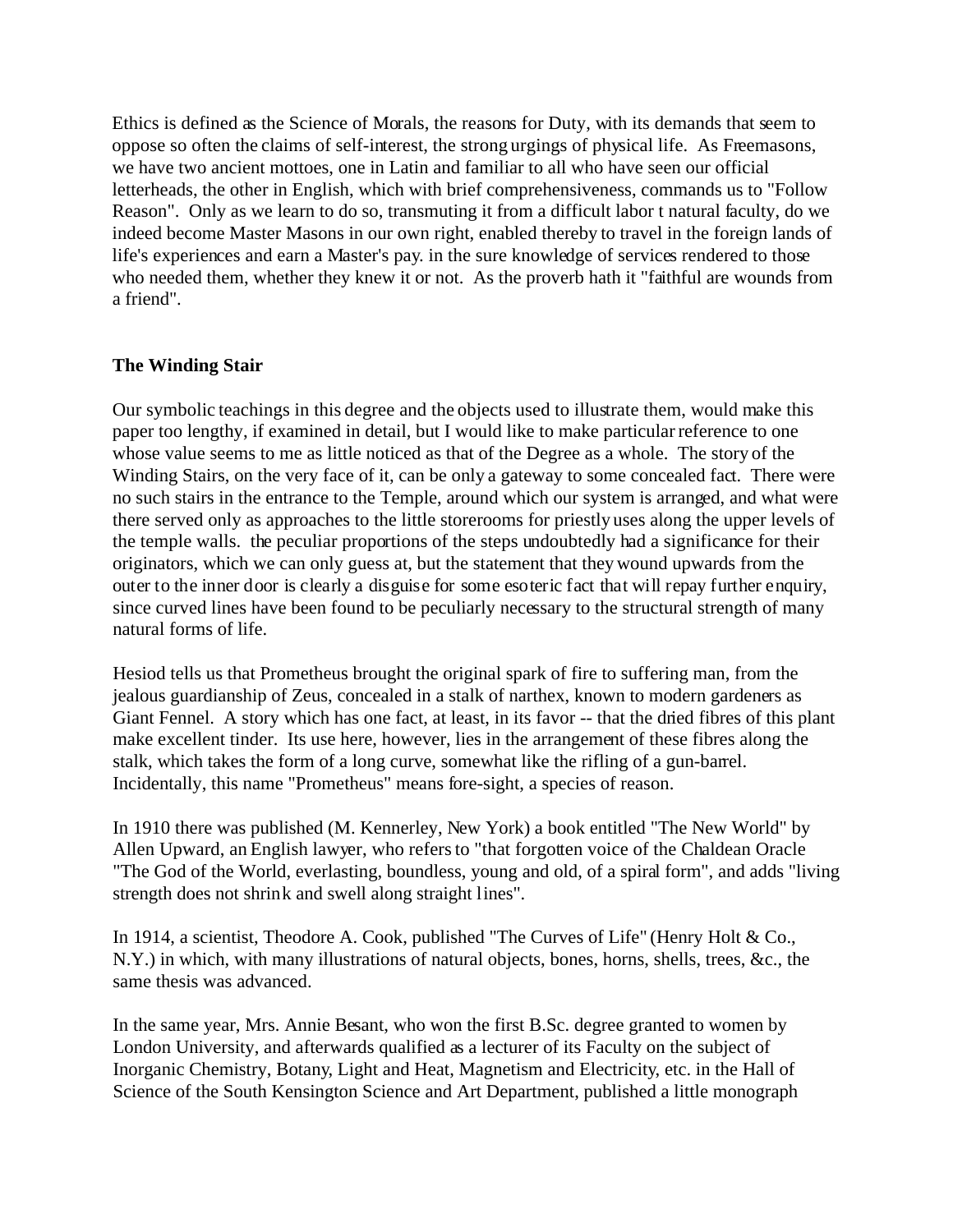Ethics is defined as the Science of Morals, the reasons for Duty, with its demands that seem to oppose so often the claims of self-interest, the strong urgings of physical life. As Freemasons, we have two ancient mottoes, one in Latin and familiar to all who have seen our official letterheads, the other in English, which with brief comprehensiveness, commands us to "Follow Reason". Only as we learn to do so, transmuting it from a difficult labor t natural faculty, do we indeed become Master Masons in our own right, enabled thereby to travel in the foreign lands of life's experiences and earn a Master's pay. in the sure knowledge of services rendered to those who needed them, whether they knew it or not. As the proverb hath it "faithful are wounds from a friend".

**The Winding Stair**

Our symbolic teachings in this degree and the objects used to illustrate them, would make this paper too lengthy, if examined in detail, but I would like to make particular reference to one whose value seems to me as little noticed as that of the Degree as a whole. The story of the Winding Stairs, on the very face of it, can be only a gateway to some concealed fact. There were no such stairs in the entrance to the Temple, around which our system is arranged, and what were there served only as approaches to the little storerooms for priestly uses along the upper levels of the temple walls. the peculiar proportions of the steps undoubtedly had a significance for their originators, which we can only guess at, but the statement that they wound upwards from the outer to the inner door is clearly a disguise for some esoteric fact that will repay further enquiry, since curved lines have been found to be peculiarly necessary to the structural strength of many natural forms of life.

Hesiod tells us that Prometheus brought the original spark of fire to suffering man, from the jealous guardianship of Zeus, concealed in a stalk of narthex, known to modern gardeners as Giant Fennel. A story which has one fact, at least, in its favor -- that the dried fibres of this plant make excellent tinder. Its use here, however, lies in the arrangement of these fibres along the stalk, which takes the form of a long curve, somewhat like the rifling of a gun-barrel. Incidentally, this name "Prometheus" means fore-sight, a species of reason.

In 1910 there was published (M. Kennerley, New York) a book entitled "The New World" by Allen Upward, an English lawyer, who refers to "that forgotten voice of the Chaldean Oracle "The God of the World, everlasting, boundless, young and old, of a spiral form", and adds "living strength does not shrink and swell along straight lines".

In 1914, a scientist, Theodore A. Cook, published "The Curves of Life" (Henry Holt & Co., N.Y.) in which, with many illustrations of natural objects, bones, horns, shells, trees, &c., the same thesis was advanced.

In the same year, Mrs. Annie Besant, who won the first B.Sc. degree granted to women by London University, and afterwards qualified as a lecturer of its Faculty on the subject of Inorganic Chemistry, Botany, Light and Heat, Magnetism and Electricity, etc. in the Hall of Science of the South Kensington Science and Art Department, published a little monograph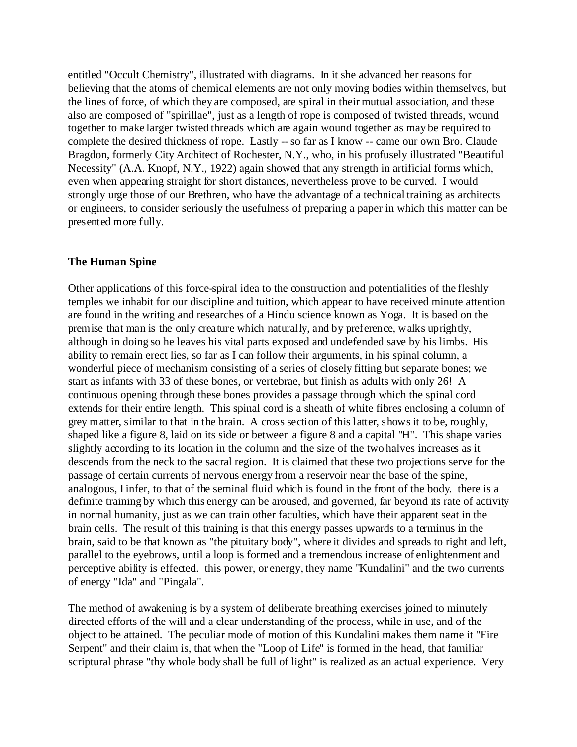entitled "Occult Chemistry", illustrated with diagrams. In it she advanced her reasons for believing that the atoms of chemical elements are not only moving bodies within themselves, but the lines of force, of which they are composed, are spiral in their mutual association, and these also are composed of "spirillae", just as a length of rope is composed of twisted threads, wound together to make larger twisted threads which are again wound together as may be required to complete the desired thickness of rope. Lastly -- so far as I know -- came our own Bro. Claude Bragdon, formerly City Architect of Rochester, N.Y., who, in his profusely illustrated "Beautiful Necessity" (A.A. Knopf, N.Y., 1922) again showed that any strength in artificial forms which, even when appearing straight for short distances, nevertheless prove to be curved. I would strongly urge those of our Brethren, who have the advantage of a technical training as architects or engineers, to consider seriously the usefulness of preparing a paper in which this matter can be presented more fully.

**The Human Spine**

Other applications of this force-spiral idea to the construction and potentialities of the fleshly temples we inhabit for our discipline and tuition, which appear to have received minute attention are found in the writing and researches of a Hindu science known as Yoga. It is based on the premise that man is the only creature which naturally, and by preference, walks uprightly, although in doing so he leaves his vital parts exposed and undefended save by his limbs. His ability to remain erect lies, so far as I can follow their arguments, in his spinal column, a wonderful piece of mechanism consisting of a series of closely fitting but separate bones; we start as infants with 33 of these bones, or vertebrae, but finish as adults with only 26! A continuous opening through these bones provides a passage through which the spinal cord extends for their entire length. This spinal cord is a sheath of white fibres enclosing a column of grey matter, similar to that in the brain. A cross section of this latter, shows it to be, roughly, shaped like a figure 8, laid on its side or between a figure 8 and a capital "H". This shape varies slightly according to its location in the column and the size of the two halves increases as it descends from the neck to the sacral region. It is claimed that these two projections serve for the passage of certain currents of nervous energy from a reservoir near the base of the spine, analogous, I infer, to that of the seminal fluid which is found in the front of the body. there is a definite training by which this energy can be aroused, and governed, far beyond its rate of activity in normal humanity, just as we can train other faculties, which have their apparent seat in the brain cells. The result of this training is that this energy passes upwards to a terminus in the brain, said to be that known as "the pituitary body", where it divides and spreads to right and left, parallel to the eyebrows, until a loop is formed and a tremendous increase of enlightenment and perceptive ability is effected. this power, or energy, they name "Kundalini" and the two currents of energy "Ida" and "Pingala".

The method of awakening is by a system of deliberate breathing exercises joined to minutely directed efforts of the will and a clear understanding of the process, while in use, and of the object to be attained. The peculiar mode of motion of this Kundalini makes them name it "Fire Serpent" and their claim is, that when the "Loop of Life" is formed in the head, that familiar scriptural phrase "thy whole body shall be full of light" is realized as an actual experience. Very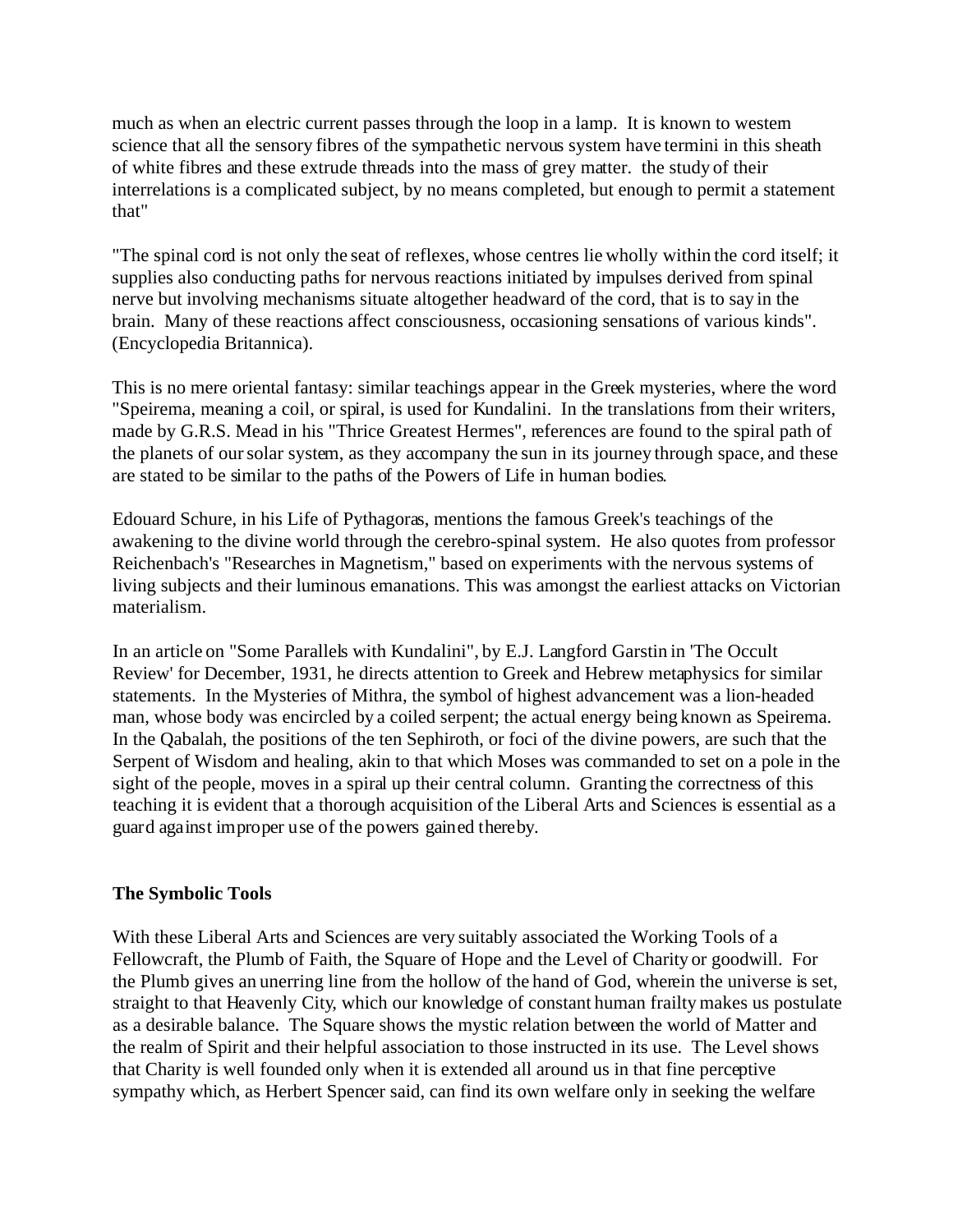much as when an electric current passes through the loop in a lamp. It is known to western science that all the sensory fibres of the sympathetic nervous system have termini in this sheath of white fibres and these extrude threads into the mass of grey matter. the study of their interrelations is a complicated subject, by no means completed, but enough to permit a statement that"

"The spinal cord is not only the seat of reflexes, whose centres lie wholly within the cord itself; it supplies also conducting paths for nervous reactions initiated by impulses derived from spinal nerve but involving mechanisms situate altogether headward of the cord, that is to say in the brain. Many of these reactions affect consciousness, occasioning sensations of various kinds". (Encyclopedia Britannica).

This is no mere oriental fantasy: similar teachings appear in the Greek mysteries, where the word "Speirema, meaning a coil, or spiral, is used for Kundalini. In the translations from their writers, made by G.R.S. Mead in his "Thrice Greatest Hermes", references are found to the spiral path of the planets of our solar system, as they accompany the sun in its journey through space, and these are stated to be similar to the paths of the Powers of Life in human bodies.

Edouard Schure, in his Life of Pythagoras, mentions the famous Greek's teachings of the awakening to the divine world through the cerebro-spinal system. He also quotes from professor Reichenbach's "Researches in Magnetism," based on experiments with the nervous systems of living subjects and their luminous emanations. This was amongst the earliest attacks on Victorian materialism.

In an article on "Some Parallels with Kundalini", by E.J. Langford Garstin in 'The Occult Review' for December, 1931, he directs attention to Greek and Hebrew metaphysics for similar statements. In the Mysteries of Mithra, the symbol of highest advancement was a lion-headed man, whose body was encircled by a coiled serpent; the actual energy being known as Speirema. In the Qabalah, the positions of the ten Sephiroth, or foci of the divine powers, are such that the Serpent of Wisdom and healing, akin to that which Moses was commanded to set on a pole in the sight of the people, moves in a spiral up their central column. Granting the correctness of this teaching it is evident that a thorough acquisition of the Liberal Arts and Sciences is essential as a guard against improper use of the powers gained thereby.

## The Symbolic Tools

With these Liberal Arts and Sciences are very suitably associated the Working Tools of a Fellowcraft, the Plumb of Faith, the Square of Hope and the Level of Charity or goodwill. For the Plumb gives an unerring line from the hollow of the hand of God, wherein the universe is set, straight to that Heavenly City, which our knowledge of constant human frailty makes us postulate as a desirable balance. The Square shows the mystic relation between the world of Matter and the realm of Spirit and their helpful association to those instructed in its use. The Level shows that Charity is well founded only when it is extended all around us in that fine perceptive sympathy which, as Herbert Spencer said, can find its own welfare only in seeking the welfare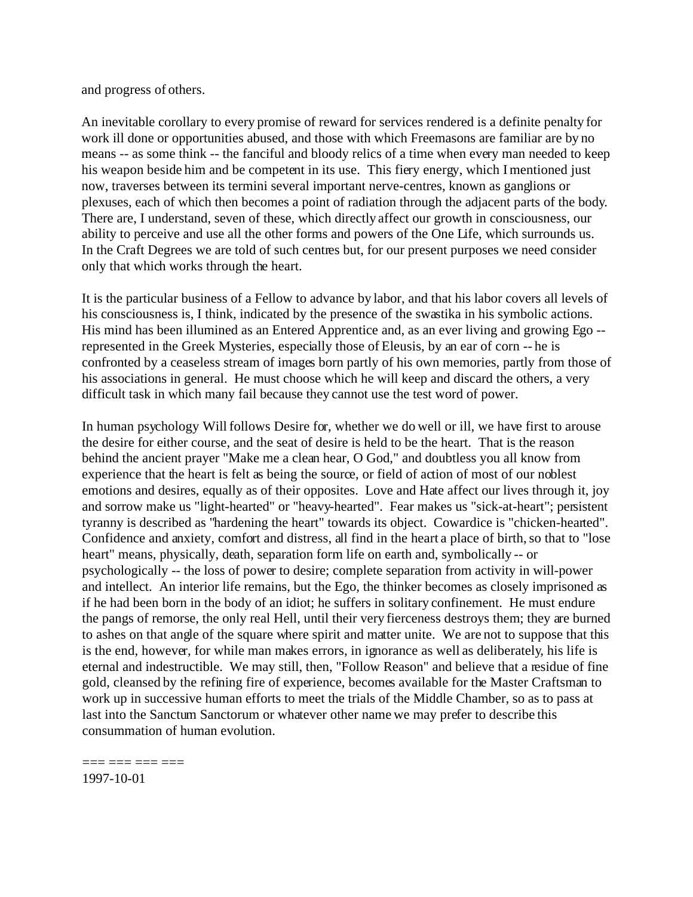and progress of others.

An inevitable corollary to every promise of reward for services rendered is a definite penalty for work ill done or opportunities abused, and those with which Freemasons are familiar are by no means -- as some think -- the fanciful and bloody relics of a time when every man needed to keep his weapon beside him and be competent in its use. This fiery energy, which I mentioned just now, traverses between its termini several important nerve-centres, known as ganglions or plexuses, each of which then becomes a point of radiation through the adjacent parts of the body. There are, I understand, seven of these, which directly affect our growth in consciousness, our ability to perceive and use all the other forms and powers of the One Life, which surrounds us. In the Craft Degrees we are told of such centres but, for our present purposes we need consider only that which works through the heart.

It is the particular business of a Fellow to advance by labor, and that his labor covers all levels of his consciousness is, I think, indicated by the presence of the swastika in his symbolic actions. His mind has been illumined as an Entered Apprentice and, as an ever living and growing Ego -- represented in the Greek Mysteries, especially those of Eleusis, by an ear of corn -- he is confronted by a ceaseless stream of images born partly of his own memories, partly from those of his associations in general. He must choose which he will keep and discard the others, a very difficult task in which many fail because they cannot use the test word of power.

In human psychology Will follows Desire for, whether we do well or ill, we have first to arouse the desire for either course, and the seat of desire is held to be the heart. That is the reason behind the ancient prayer "Make me a clean hear, O God," and doubtless you all know from experience that the heart is felt as being the source, or field of action of most of our noblest emotions and desires, equally as of their opposites. Love and Hate affect our lives through it, joy and sorrow make us "light-hearted" or "heavy-hearted". Fear makes us "sick-at-heart"; persistent tyranny is described as "hardening the heart" towards its object. Cowardice is "chicken-hearted". Confidence and anxiety, comfort and distress, all find in the heart a place of birth, so that to "lose heart" means, physically, death, separation form life on earth and, symbolically -- or psychologically -- the loss of power to desire; complete separation from activity in will-power and intellect. An interior life remains, but the Ego, the thinker becomes as closely imprisoned as if he had been born in the body of an idiot; he suffers in solitary confinement. He must endure the pangs of remorse, the only real Hell, until their very fierceness destroys them; they are burned to ashes on that angle of the square where spirit and matter unite. We are not to suppose that this is the end, however, for while man makes errors, in ignorance as well as deliberately, his life is eternal and indestructible. We may still, then, "Follow Reason" and believe that a residue of fine gold, cleansed by the refining fire of experience, becomes available for the Master Craftsman to work up in successive human efforts to meet the trials of the Middle Chamber, so as to pass at last into the Sanctum Sanctorum or whatever other name we may prefer to describe this consummation of human evolution.

=== === === ===
1997-10-01